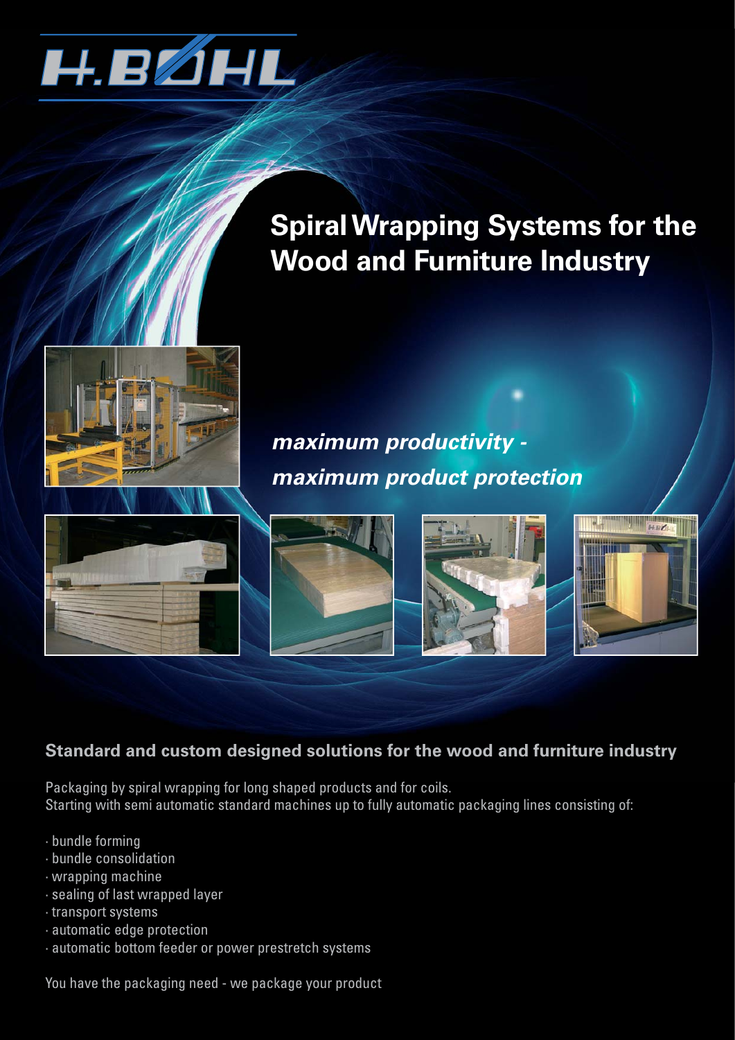H.BÖHL

# Spiral Wrapping Systems for the Wood and Furniture Industry

***maximum productivity - maximum product protection***

## Standard and custom designed solutions for the wood and furniture industry

Packaging by spiral wrapping for long shaped products and for coils.
Starting with semi automatic standard machines up to fully automatic packaging lines consisting of:

- bundle forming
- bundle consolidation
- wrapping machine
- sealing of last wrapped layer
- transport systems
- automatic edge protection
- automatic bottom feeder or power prestretch systems

You have the packaging need - we package your product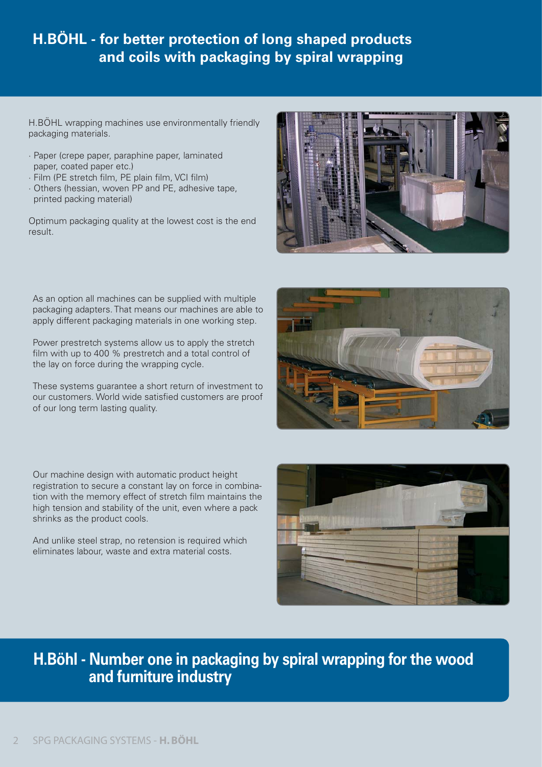# H.BÖHL - for better protection of long shaped products and coils with packaging by spiral wrapping

H.BÖHL wrapping machines use environmentally friendly packaging materials.

- Paper (crepe paper, paraphine paper, laminated paper, coated paper etc.)
- Film (PE stretch film, PE plain film, VCI film)
- Others (hessian, woven PP and PE, adhesive tape, printed packing material)

Optimum packaging quality at the lowest cost is the end result.

As an option all machines can be supplied with multiple packaging adapters. That means our machines are able to apply different packaging materials in one working step.

Power prestretch systems allow us to apply the stretch film with up to 400 % prestretch and a total control of the lay on force during the wrapping cycle.

These systems guarantee a short return of investment to our customers. World wide satisfied customers are proof of our long term lasting quality.

Our machine design with automatic product height registration to secure a constant lay on force in combination with the memory effect of stretch film maintains the high tension and stability of the unit, even where a pack shrinks as the product cools.

And unlike steel strap, no retension is required which eliminates labour, waste and extra material costs.

## H.Böhl - Number one in packaging by spiral wrapping for the wood and furniture industry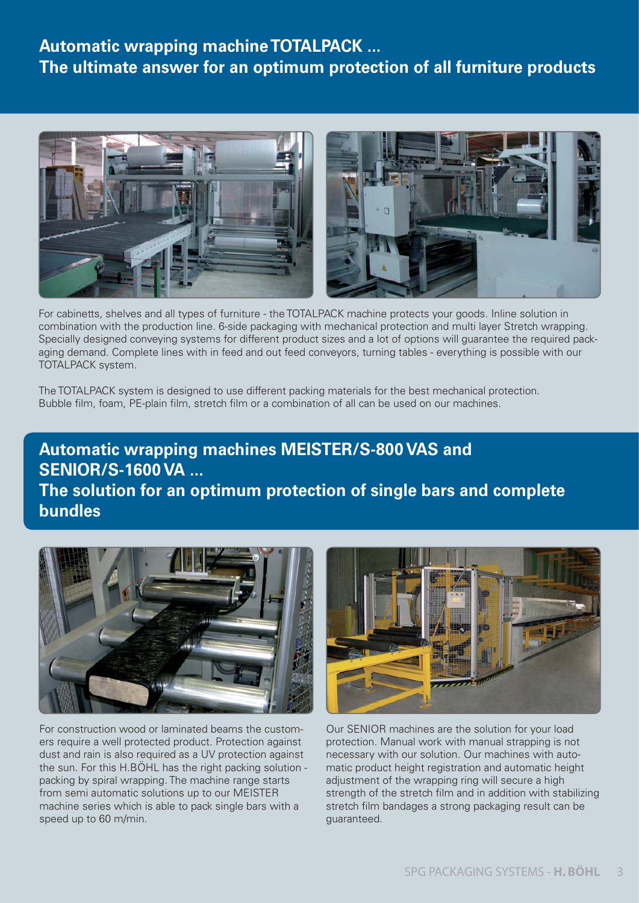## Automatic wrapping machine TOTALPACK ...
## The ultimate answer for an optimum protection of all furniture products

For cabinetts, shelves and all types of furniture - the TOTALPACK machine protects your goods. Inline solution in combination with the production line. 6-side packaging with mechanical protection and multi layer Stretch wrapping. Specially designed conveying systems for different product sizes and a lot of options will guarantee the required packaging demand. Complete lines with in feed and out feed conveyors, turning tables - everything is possible with our TOTALPACK system.

The TOTALPACK system is designed to use different packing materials for the best mechanical protection. Bubble film, foam, PE-plain film, stretch film or a combination of all can be used on our machines.

## Automatic wrapping machines MEISTER/S-800 VAS and SENIOR/S-1600 VA ...
## The solution for an optimum protection of single bars and complete bundles

For construction wood or laminated beams the customers require a well protected product. Protection against dust and rain is also required as a UV protection against the sun. For this H.BÖHL has the right packing solution - packing by spiral wrapping. The machine range starts from semi automatic solutions up to our MEISTER machine series which is able to pack single bars with a speed up to 60 m/min.

Our SENIOR machines are the solution for your load protection. Manual work with manual strapping is not necessary with our solution. Our machines with automatic product height registration and automatic height adjustment of the wrapping ring will secure a high strength of the stretch film and in addition with stabilizing stretch film bandages a strong packaging result can be guaranteed.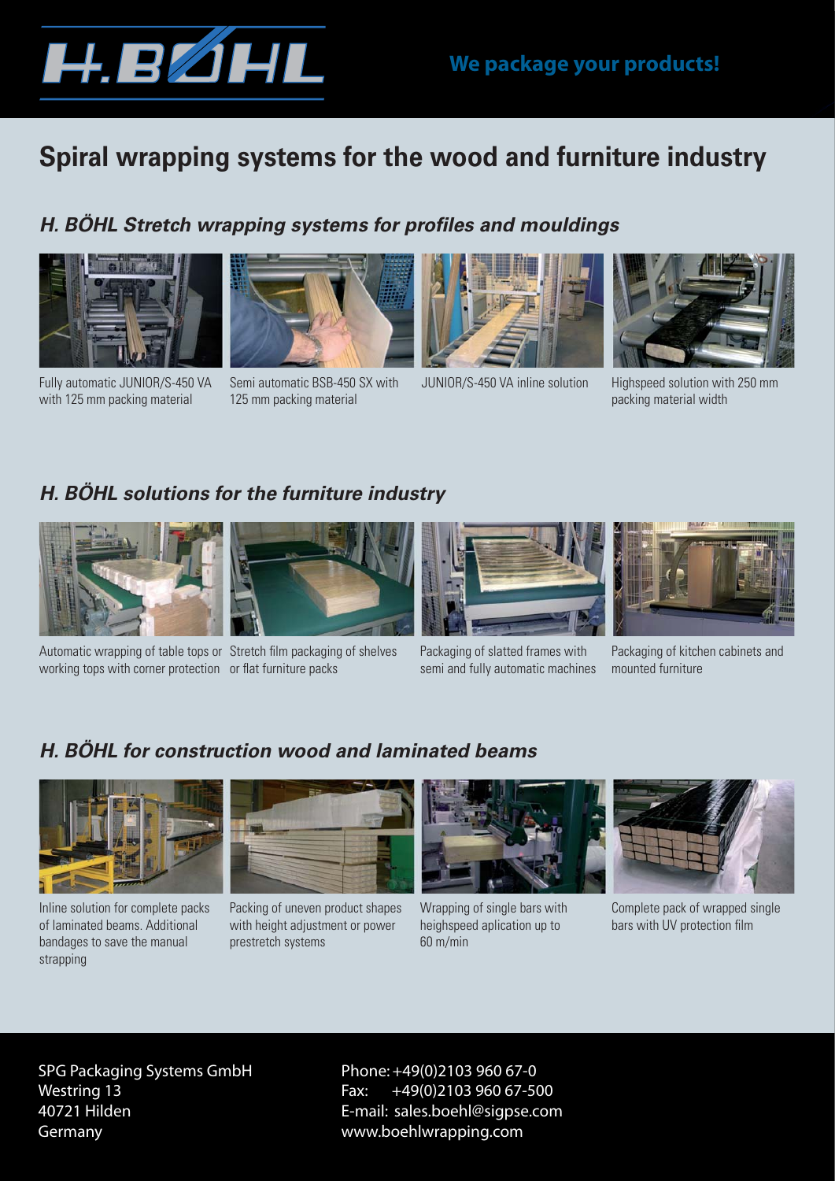H.BÖHL

**We package your products!**

# Spiral wrapping systems for the wood and furniture industry

## *H. BÖHL Stretch wrapping systems for profiles and mouldings*

Fully automatic JUNIOR/S-450 VA with 125 mm packing material

Semi automatic BSB-450 SX with 125 mm packing material

JUNIOR/S-450 VA inline solution

Highspeed solution with 250 mm packing material width

## *H. BÖHL solutions for the furniture industry*

Automatic wrapping of table tops or working tops with corner protection

Stretch film packaging of shelves or flat furniture packs

Packaging of slatted frames with semi and fully automatic machines

Packaging of kitchen cabinets and mounted furniture

## *H. BÖHL for construction wood and laminated beams*

Inline solution for complete packs of laminated beams. Additional bandages to save the manual strapping

Packing of uneven product shapes with height adjustment or power prestretch systems

Wrapping of single bars with heighspeed aplication up to 60 m/min

Complete pack of wrapped single bars with UV protection film

SPG Packaging Systems GmbH
Westring 13
40721 Hilden
Germany

Phone: +49(0)2103 960 67-0
Fax: +49(0)2103 960 67-500
E-mail: sales.boehl@sigpse.com
www.boehlwrapping.com